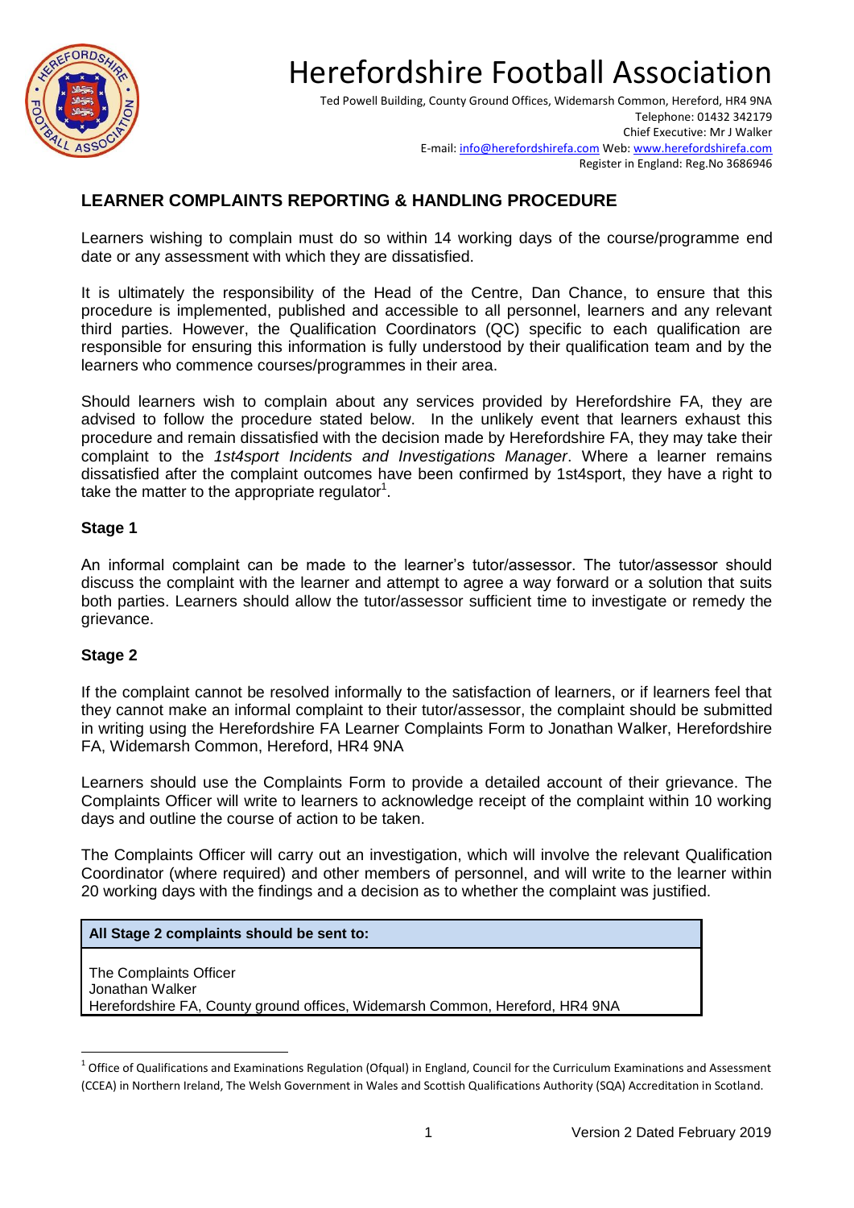# Herefordshire Football Association

Ted Powell Building, County Ground Offices, Widemarsh Common, Hereford, HR4 9NA
Telephone: 01432 342179
Chief Executive: Mr J Walker
E-mail: info@herefordshirefa.com Web: www.herefordshirefa.com
Register in England: Reg.No 3686946

## LEARNER COMPLAINTS REPORTING & HANDLING PROCEDURE

Learners wishing to complain must do so within 14 working days of the course/programme end date or any assessment with which they are dissatisfied.

It is ultimately the responsibility of the Head of the Centre, Dan Chance, to ensure that this procedure is implemented, published and accessible to all personnel, learners and any relevant third parties. However, the Qualification Coordinators (QC) specific to each qualification are responsible for ensuring this information is fully understood by their qualification team and by the learners who commence courses/programmes in their area.

Should learners wish to complain about any services provided by Herefordshire FA, they are advised to follow the procedure stated below. In the unlikely event that learners exhaust this procedure and remain dissatisfied with the decision made by Herefordshire FA, they may take their complaint to the *1st4sport Incidents and Investigations Manager*. Where a learner remains dissatisfied after the complaint outcomes have been confirmed by 1st4sport, they have a right to take the matter to the appropriate regulator[1].

### Stage 1

An informal complaint can be made to the learner's tutor/assessor. The tutor/assessor should discuss the complaint with the learner and attempt to agree a way forward or a solution that suits both parties. Learners should allow the tutor/assessor sufficient time to investigate or remedy the grievance.

### Stage 2

If the complaint cannot be resolved informally to the satisfaction of learners, or if learners feel that they cannot make an informal complaint to their tutor/assessor, the complaint should be submitted in writing using the Herefordshire FA Learner Complaints Form to Jonathan Walker, Herefordshire FA, Widemarsh Common, Hereford, HR4 9NA

Learners should use the Complaints Form to provide a detailed account of their grievance. The Complaints Officer will write to learners to acknowledge receipt of the complaint within 10 working days and outline the course of action to be taken.

The Complaints Officer will carry out an investigation, which will involve the relevant Qualification Coordinator (where required) and other members of personnel, and will write to the learner within 20 working days with the findings and a decision as to whether the complaint was justified.

| **All Stage 2 complaints should be sent to:** |
| --- |
| The Complaints Officer<br>Jonathan Walker<br>Herefordshire FA, County ground offices, Widemarsh Common, Hereford, HR4 9NA |

[1] Office of Qualifications and Examinations Regulation (Ofqual) in England, Council for the Curriculum Examinations and Assessment (CCEA) in Northern Ireland, The Welsh Government in Wales and Scottish Qualifications Authority (SQA) Accreditation in Scotland.

Version 2 Dated February 2019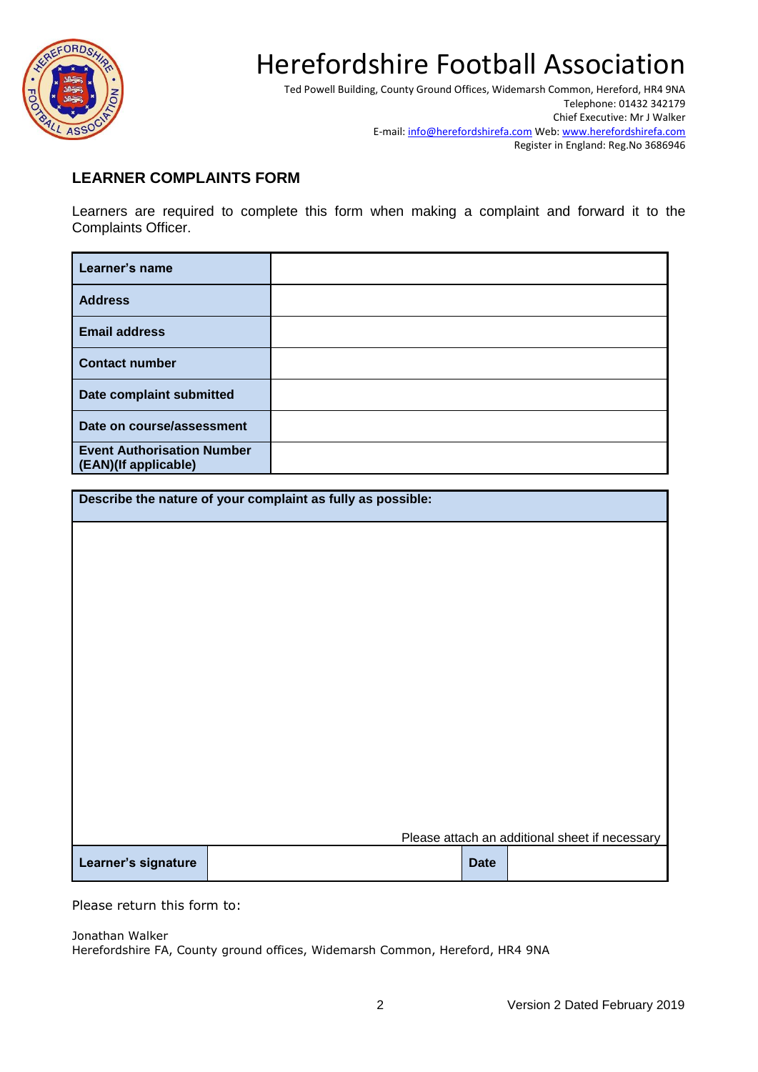# Herefordshire Football Association

Ted Powell Building, County Ground Offices, Widemarsh Common, Hereford, HR4 9NA
Telephone: 01432 342179
Chief Executive: Mr J Walker
E-mail: info@herefordshirefa.com Web: www.herefordshirefa.com
Register in England: Reg.No 3686946

## LEARNER COMPLAINTS FORM

Learners are required to complete this form when making a complaint and forward it to the Complaints Officer.

| **Learner's name** | |
|---|---|
| **Address** | |
| **Email address** | |
| **Contact number** | |
| **Date complaint submitted** | |
| **Date on course/assessment** | |
| **Event Authorisation Number (EAN)(If applicable)** | |

| **Describe the nature of your complaint as fully as possible:** | | | |
|---|---|---|---|
| Please attach an additional sheet if necessary | | | |
| **Learner's signature** | | **Date** | |

Please return this form to:

Jonathan Walker
Herefordshire FA, County ground offices, Widemarsh Common, Hereford, HR4 9NA

Version 2 Dated February 2019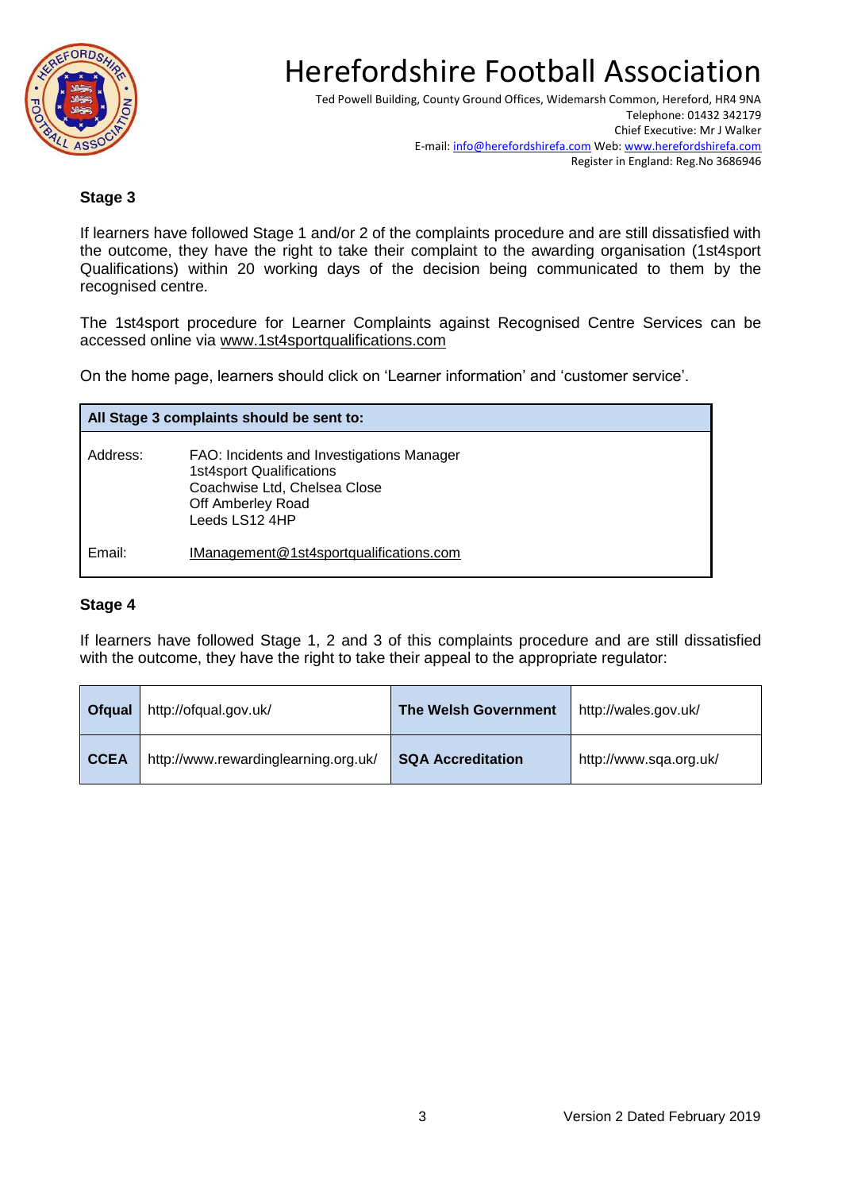# Herefordshire Football Association

Ted Powell Building, County Ground Offices, Widemarsh Common, Hereford, HR4 9NA
Telephone: 01432 342179
Chief Executive: Mr J Walker
E-mail: info@herefordshirefa.com Web: www.herefordshirefa.com
Register in England: Reg.No 3686946

### Stage 3

If learners have followed Stage 1 and/or 2 of the complaints procedure and are still dissatisfied with the outcome, they have the right to take their complaint to the awarding organisation (1st4sport Qualifications) within 20 working days of the decision being communicated to them by the recognised centre.

The 1st4sport procedure for Learner Complaints against Recognised Centre Services can be accessed online via www.1st4sportqualifications.com

On the home page, learners should click on 'Learner information' and 'customer service'.

| **All Stage 3 complaints should be sent to:** | |
|---|---|
| Address: | FAO: Incidents and Investigations Manager<br>1st4sport Qualifications<br>Coachwise Ltd, Chelsea Close<br>Off Amberley Road<br>Leeds LS12 4HP |
| Email: | IManagement@1st4sportqualifications.com |

### Stage 4

If learners have followed Stage 1, 2 and 3 of this complaints procedure and are still dissatisfied with the outcome, they have the right to take their appeal to the appropriate regulator:

| | | | |
|---|---|---|---|
| **Ofqual** | http://ofqual.gov.uk/ | **The Welsh Government** | http://wales.gov.uk/ |
| **CCEA** | http://www.rewardinglearning.org.uk/ | **SQA Accreditation** | http://www.sqa.org.uk/ |

Version 2 Dated February 2019